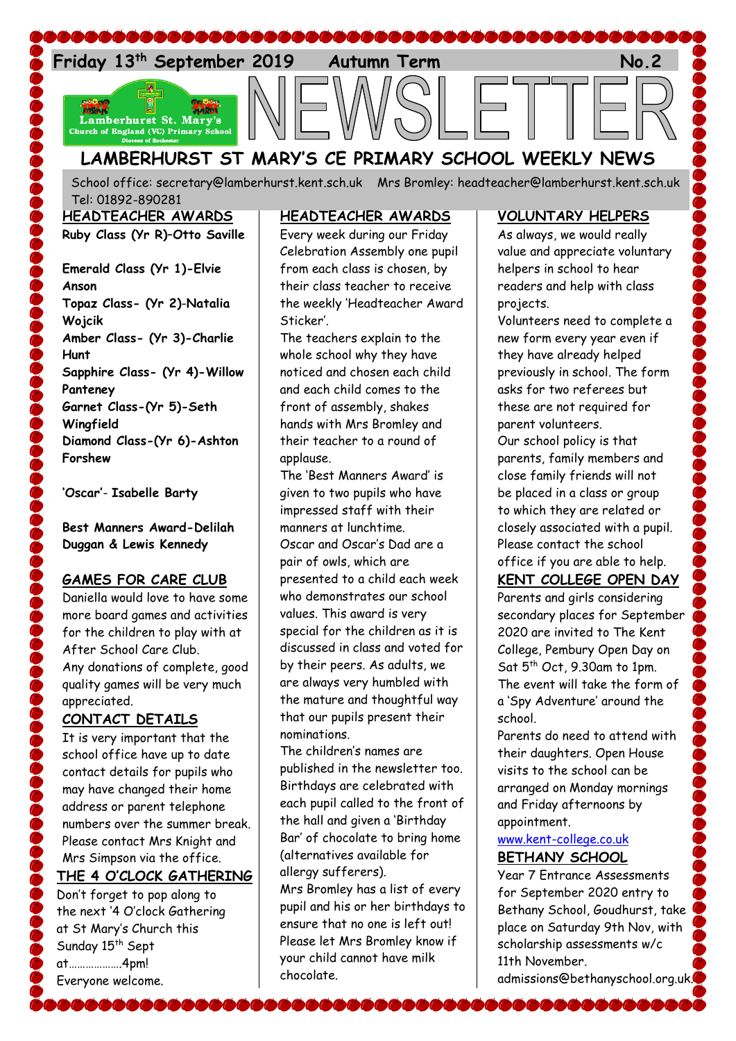**Friday 13th September 2019 Autumn Term No.2**

Lamberhurst St. Mary's Church of England (VC) Primary School
Diocese of Rochester

# NEWSLETTER

# LAMBERHURST ST MARY'S CE PRIMARY SCHOOL WEEKLY NEWS

School office: secretary@lamberhurst.kent.sch.uk Mrs Bromley: headteacher@lamberhurst.kent.sch.uk
Tel: 01892-890281

## HEADTEACHER AWARDS

**Ruby Class (Yr R)–Otto Saville**

**Emerald Class (Yr 1)-Elvie Anson**

**Topaz Class- (Yr 2)-Natalia Wojcik**

**Amber Class- (Yr 3)-Charlie Hunt**

**Sapphire Class- (Yr 4)-Willow Panteney**

**Garnet Class-(Yr 5)-Seth Wingfield**

**Diamond Class-(Yr 6)-Ashton Forshew**

**'Oscar'- Isabelle Barty**

**Best Manners Award-Delilah Duggan & Lewis Kennedy**

## GAMES FOR CARE CLUB

Daniella would love to have some more board games and activities for the children to play with at After School Care Club.
Any donations of complete, good quality games will be very much appreciated.

## CONTACT DETAILS

It is very important that the school office have up to date contact details for pupils who may have changed their home address or parent telephone numbers over the summer break. Please contact Mrs Knight and Mrs Simpson via the office.

## THE 4 O'CLOCK GATHERING

Don't forget to pop along to the next '4 O'clock Gathering at St Mary's Church this Sunday 15th Sept at……………….4pm!
Everyone welcome.

## HEADTEACHER AWARDS

Every week during our Friday Celebration Assembly one pupil from each class is chosen, by their class teacher to receive the weekly 'Headteacher Award Sticker'.
The teachers explain to the whole school why they have noticed and chosen each child and each child comes to the front of assembly, shakes hands with Mrs Bromley and their teacher to a round of applause.
The 'Best Manners Award' is given to two pupils who have impressed staff with their manners at lunchtime.
Oscar and Oscar's Dad are a pair of owls, which are presented to a child each week who demonstrates our school values. This award is very special for the children as it is discussed in class and voted for by their peers. As adults, we are always very humbled with the mature and thoughtful way that our pupils present their nominations.
The children's names are published in the newsletter too.
Birthdays are celebrated with each pupil called to the front of the hall and given a 'Birthday Bar' of chocolate to bring home (alternatives available for allergy sufferers).
Mrs Bromley has a list of every pupil and his or her birthdays to ensure that no one is left out! Please let Mrs Bromley know if your child cannot have milk chocolate.

## VOLUNTARY HELPERS

As always, we would really value and appreciate voluntary helpers in school to hear readers and help with class projects.
Volunteers need to complete a new form every year even if they have already helped previously in school. The form asks for two referees but these are not required for parent volunteers.
Our school policy is that parents, family members and close family friends will not be placed in a class or group to which they are related or closely associated with a pupil.
Please contact the school office if you are able to help.

## KENT COLLEGE OPEN DAY

Parents and girls considering secondary places for September 2020 are invited to The Kent College, Pembury Open Day on Sat 5th Oct, 9.30am to 1pm.
The event will take the form of a 'Spy Adventure' around the school.
Parents do need to attend with their daughters. Open House visits to the school can be arranged on Monday mornings and Friday afternoons by appointment.
www.kent-college.co.uk

## BETHANY SCHOOL

Year 7 Entrance Assessments for September 2020 entry to Bethany School, Goudhurst, take place on Saturday 9th Nov, with scholarship assessments w/c 11th November.
admissions@bethanyschool.org.uk.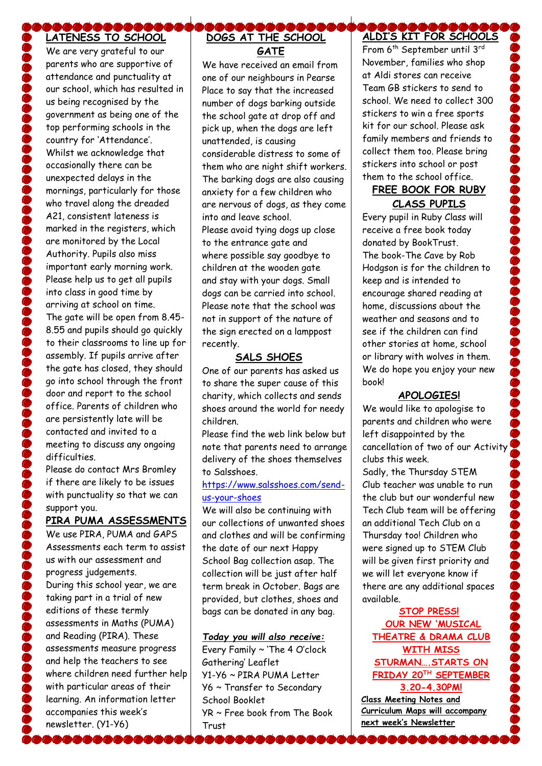## LATENESS TO SCHOOL

We are very grateful to our parents who are supportive of attendance and punctuality at our school, which has resulted in us being recognised by the government as being one of the top performing schools in the country for 'Attendance'. Whilst we acknowledge that occasionally there can be unexpected delays in the mornings, particularly for those who travel along the dreaded A21, consistent lateness is marked in the registers, which are monitored by the Local Authority. Pupils also miss important early morning work. Please help us to get all pupils into class in good time by arriving at school on time.

The gate will be open from 8.45-8.55 and pupils should go quickly to their classrooms to line up for assembly. If pupils arrive after the gate has closed, they should go into school through the front door and report to the school office. Parents of children who are persistently late will be contacted and invited to a meeting to discuss any ongoing difficulties.

Please do contact Mrs Bromley if there are likely to be issues with punctuality so that we can support you.

## PIRA PUMA ASSESSMENTS

We use PIRA, PUMA and GAPS Assessments each term to assist us with our assessment and progress judgements.

During this school year, we are taking part in a trial of new editions of these termly assessments in Maths (PUMA) and Reading (PIRA). These assessments measure progress and help the teachers to see where children need further help with particular areas of their learning. An information letter accompanies this week's newsletter. (Y1-Y6)

## DOGS AT THE SCHOOL GATE

We have received an email from one of our neighbours in Pearse Place to say that the increased number of dogs barking outside the school gate at drop off and pick up, when the dogs are left unattended, is causing considerable distress to some of them who are night shift workers. The barking dogs are also causing anxiety for a few children who are nervous of dogs, as they come into and leave school.

Please avoid tying dogs up close to the entrance gate and where possible say goodbye to children at the wooden gate and stay with your dogs. Small dogs can be carried into school. Please note that the school was not in support of the nature of the sign erected on a lamppost recently.

## SALS SHOES

One of our parents has asked us to share the super cause of this charity, which collects and sends shoes around the world for needy children.

Please find the web link below but note that parents need to arrange delivery of the shoes themselves to Salsshoes.

https://www.salsshoes.com/send-us-your-shoes

We will also be continuing with our collections of unwanted shoes and clothes and will be confirming the date of our next Happy School Bag collection asap. The collection will be just after half term break in October. Bags are provided, but clothes, shoes and bags can be donated in any bag.

***Today you will also receive:***

Every Family ~ 'The 4 O'clock Gathering' Leaflet
Y1-Y6 ~ PIRA PUMA Letter
Y6 ~ Transfer to Secondary School Booklet
YR ~ Free book from The Book Trust

## ALDI'S KIT FOR SCHOOLS

From 6th September until 3rd November, families who shop at Aldi stores can receive Team GB stickers to send to school. We need to collect 300 stickers to win a free sports kit for our school. Please ask family members and friends to collect them too. Please bring stickers into school or post them to the school office.

## FREE BOOK FOR RUBY CLASS PUPILS

Every pupil in Ruby Class will receive a free book today donated by BookTrust.

The book-The Cave by Rob Hodgson is for the children to keep and is intended to encourage shared reading at home, discussions about the weather and seasons and to see if the children can find other stories at home, school or library with wolves in them. We do hope you enjoy your new book!

## APOLOGIES!

We would like to apologise to parents and children who were left disappointed by the cancellation of two of our Activity clubs this week.

Sadly, the Thursday STEM Club teacher was unable to run the club but our wonderful new Tech Club team will be offering an additional Tech Club on a Thursday too! Children who were signed up to STEM Club will be given first priority and we will let everyone know if there are any additional spaces available.

**STOP PRESS! OUR NEW 'MUSICAL THEATRE & DRAMA CLUB WITH MISS STURMAN….STARTS ON FRIDAY 20TH SEPTEMBER 3.20-4.30PM!**

**Class Meeting Notes and Curriculum Maps will accompany next week's Newsletter**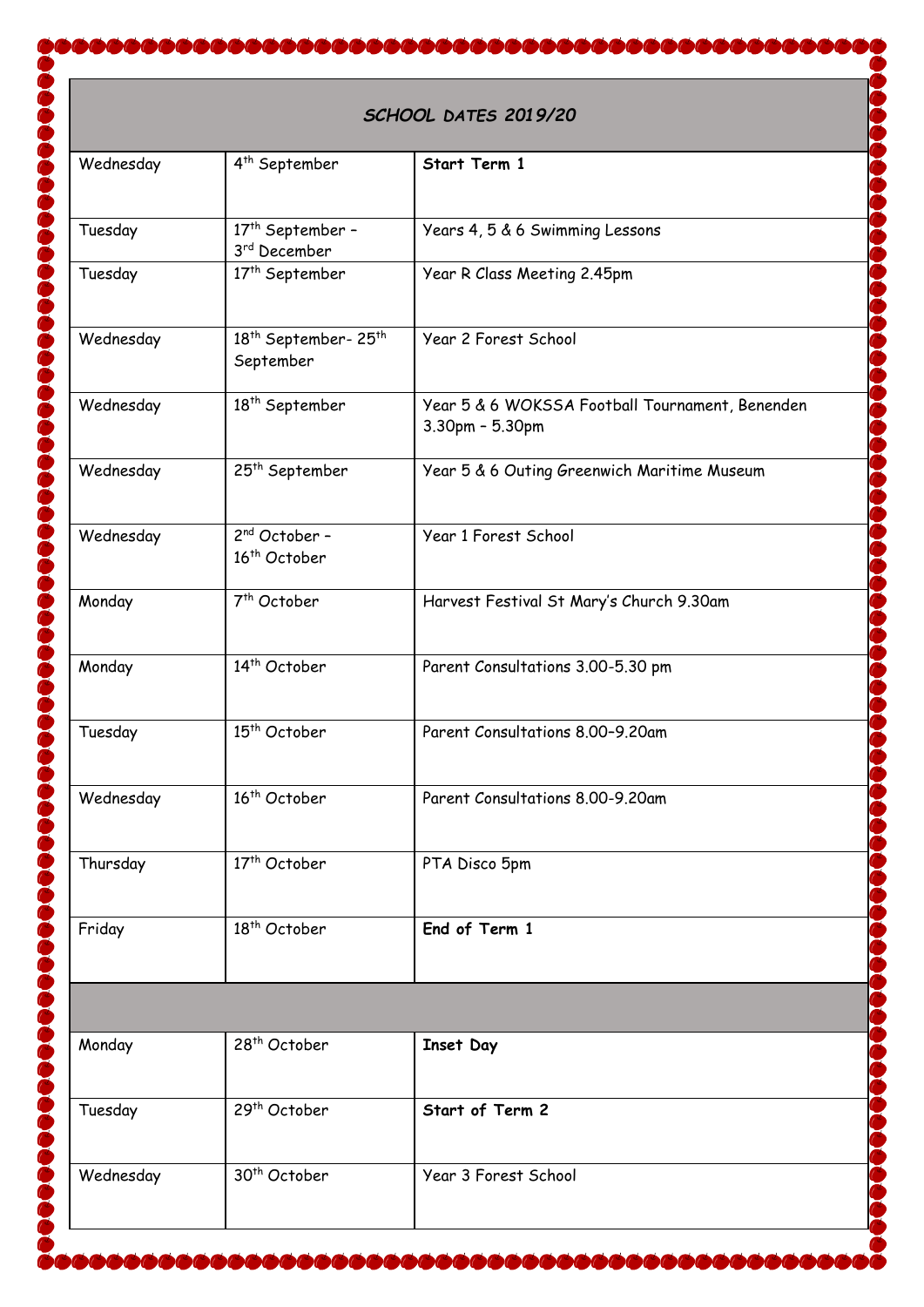| SCHOOL DATES 2019/20 | | |
|---|---|---|
| Wednesday | 4th September | **Start Term 1** |
| Tuesday | 17th September – 3rd December | Years 4, 5 & 6 Swimming Lessons |
| Tuesday | 17th September | Year R Class Meeting 2.45pm |
| Wednesday | 18th September- 25th September | Year 2 Forest School |
| Wednesday | 18th September | Year 5 & 6 WOKSSA Football Tournament, Benenden 3.30pm – 5.30pm |
| Wednesday | 25th September | Year 5 & 6 Outing Greenwich Maritime Museum |
| Wednesday | 2nd October – 16th October | Year 1 Forest School |
| Monday | 7th October | Harvest Festival St Mary's Church 9.30am |
| Monday | 14th October | Parent Consultations 3.00-5.30 pm |
| Tuesday | 15th October | Parent Consultations 8.00–9.20am |
| Wednesday | 16th October | Parent Consultations 8.00-9.20am |
| Thursday | 17th October | PTA Disco 5pm |
| Friday | 18th October | **End of Term 1** |
| | | |
| Monday | 28th October | **Inset Day** |
| Tuesday | 29th October | **Start of Term 2** |
| Wednesday | 30th October | Year 3 Forest School |